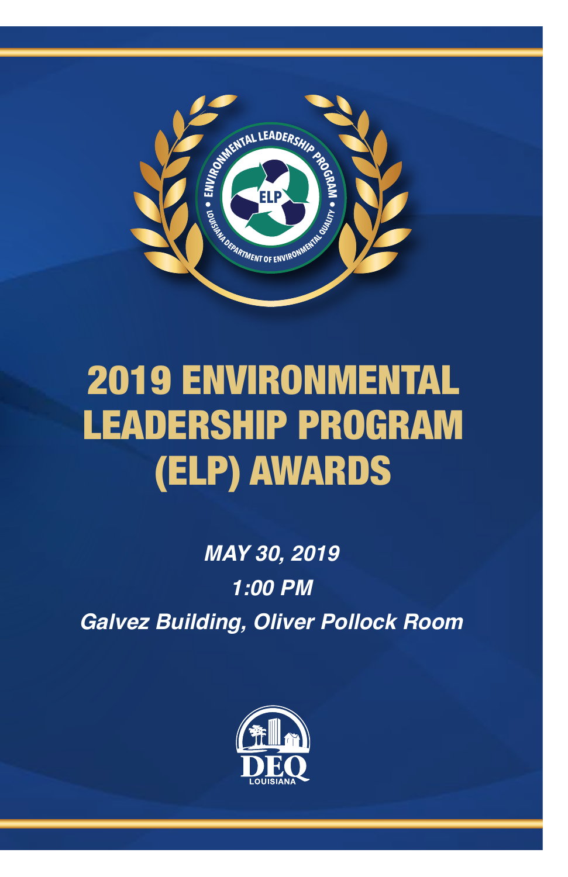# 2019 ENVIRONMENTAL LEADERSHIP PROGRAM (ELP) AWARDS

***MAY 30, 2019***

***1:00 PM***

***Galvez Building, Oliver Pollock Room***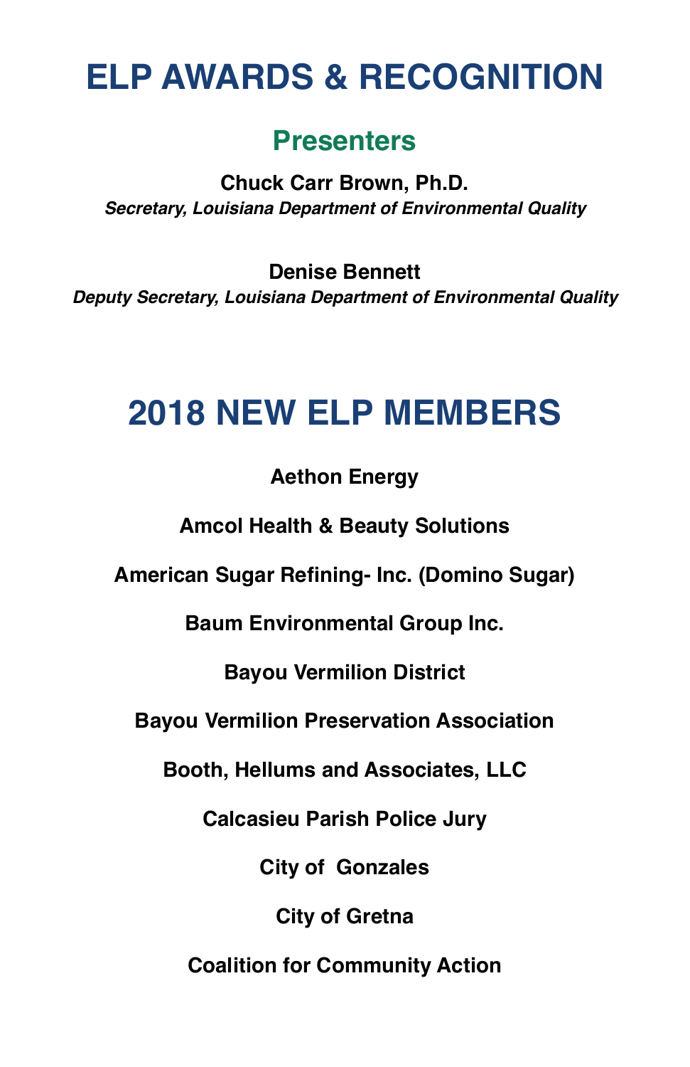# ELP AWARDS & RECOGNITION

## Presenters

**Chuck Carr Brown, Ph.D.**
***Secretary, Louisiana Department of Environmental Quality***

**Denise Bennett**
***Deputy Secretary, Louisiana Department of Environmental Quality***

# 2018 NEW ELP MEMBERS

**Aethon Energy**

**Amcol Health & Beauty Solutions**

**American Sugar Refining- Inc. (Domino Sugar)**

**Baum Environmental Group Inc.**

**Bayou Vermilion District**

**Bayou Vermilion Preservation Association**

**Booth, Hellums and Associates, LLC**

**Calcasieu Parish Police Jury**

**City of  Gonzales**

**City of Gretna**

**Coalition for Community Action**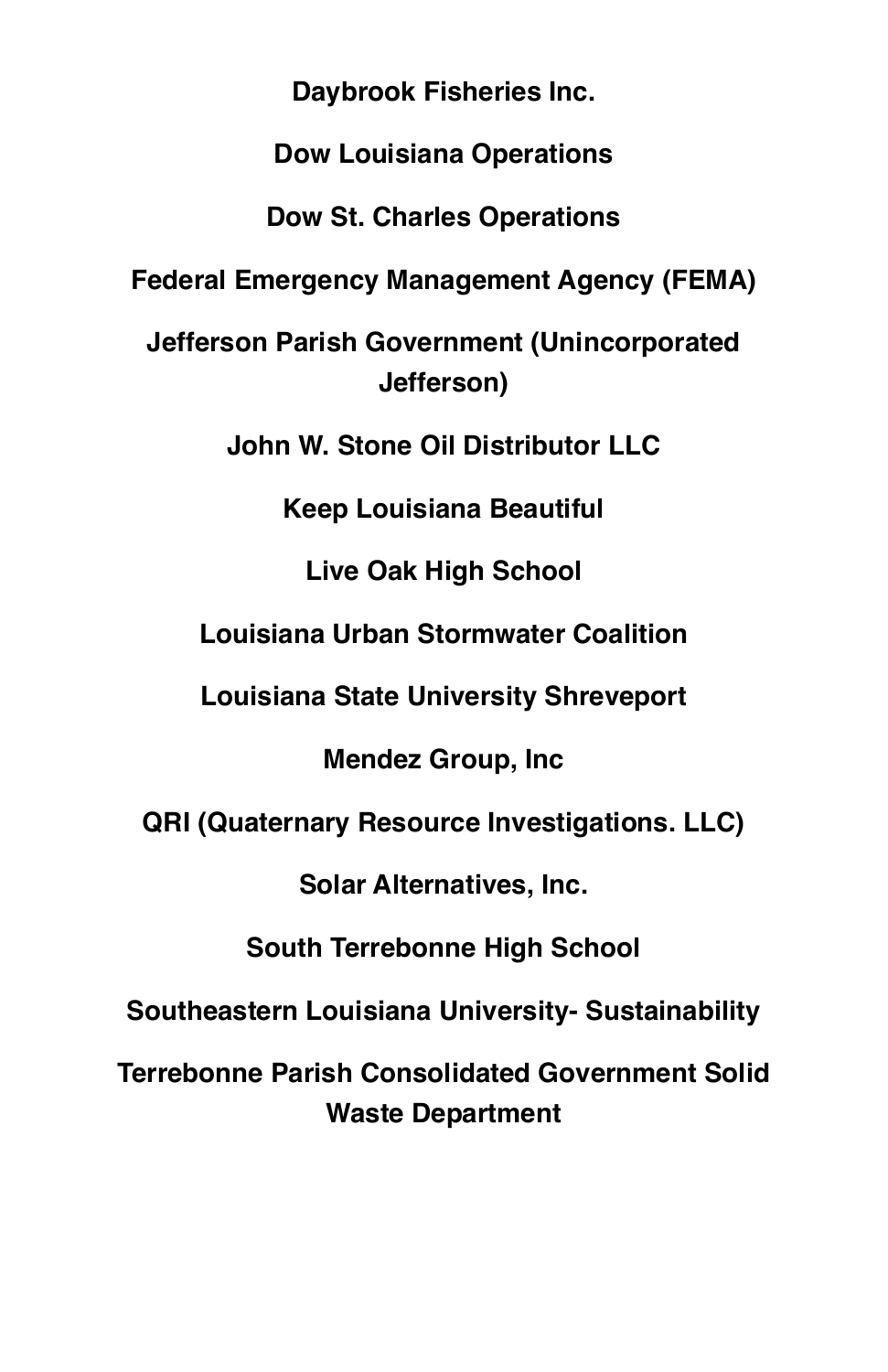**Daybrook Fisheries Inc.**

**Dow Louisiana Operations**

**Dow St. Charles Operations**

**Federal Emergency Management Agency (FEMA)**

**Jefferson Parish Government (Unincorporated Jefferson)**

**John W. Stone Oil Distributor LLC**

**Keep Louisiana Beautiful**

**Live Oak High School**

**Louisiana Urban Stormwater Coalition**

**Louisiana State University Shreveport**

**Mendez Group, Inc**

**QRI (Quaternary Resource Investigations. LLC)**

**Solar Alternatives, Inc.**

**South Terrebonne High School**

**Southeastern Louisiana University- Sustainability**

**Terrebonne Parish Consolidated Government Solid Waste Department**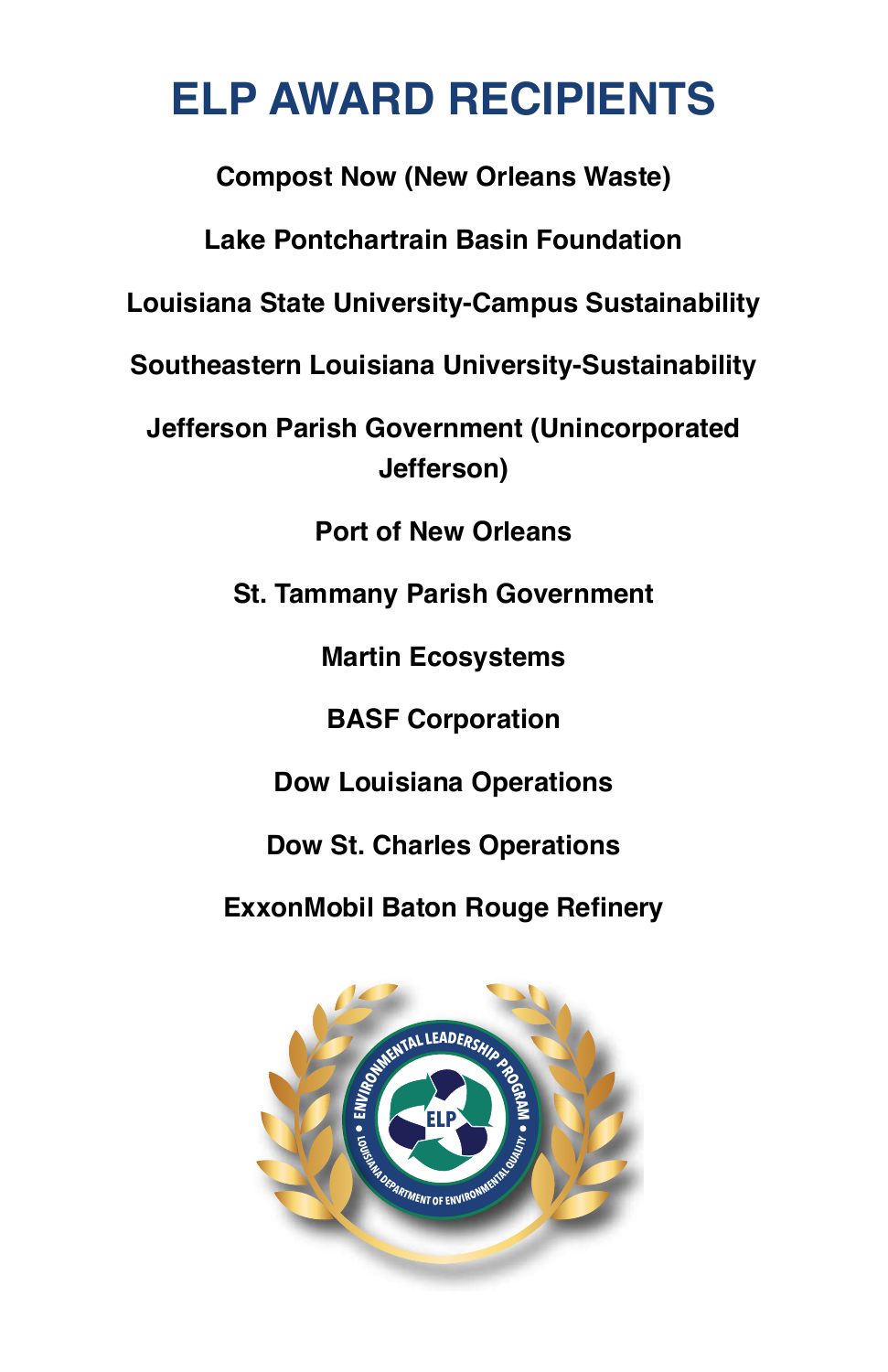# ELP AWARD RECIPIENTS

**Compost Now (New Orleans Waste)**

**Lake Pontchartrain Basin Foundation**

**Louisiana State University-Campus Sustainability**

**Southeastern Louisiana University-Sustainability**

**Jefferson Parish Government (Unincorporated Jefferson)**

**Port of New Orleans**

**St. Tammany Parish Government**

**Martin Ecosystems**

**BASF Corporation**

**Dow Louisiana Operations**

**Dow St. Charles Operations**

**ExxonMobil Baton Rouge Refinery**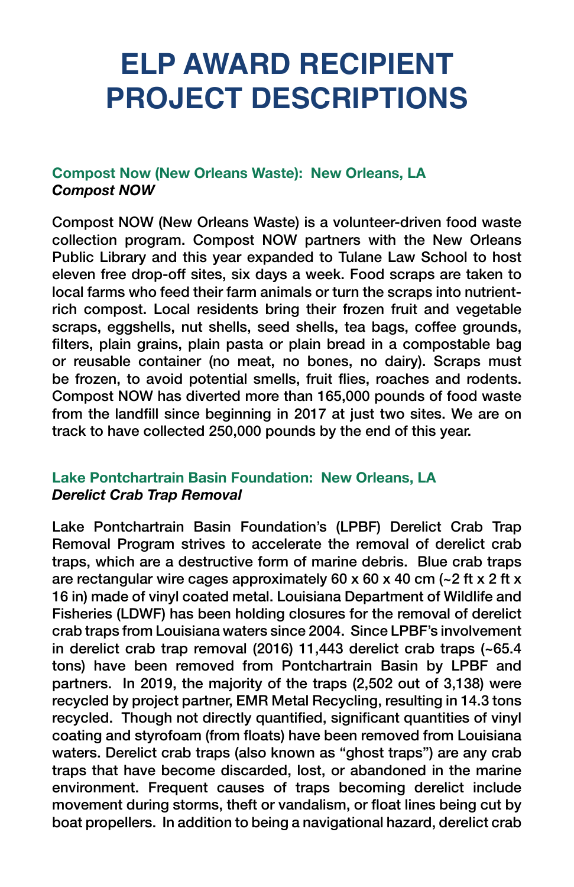# ELP AWARD RECIPIENT PROJECT DESCRIPTIONS

### Compost Now (New Orleans Waste): New Orleans, LA
***Compost NOW***

Compost NOW (New Orleans Waste) is a volunteer-driven food waste collection program. Compost NOW partners with the New Orleans Public Library and this year expanded to Tulane Law School to host eleven free drop-off sites, six days a week. Food scraps are taken to local farms who feed their farm animals or turn the scraps into nutrient-rich compost. Local residents bring their frozen fruit and vegetable scraps, eggshells, nut shells, seed shells, tea bags, coffee grounds, filters, plain grains, plain pasta or plain bread in a compostable bag or reusable container (no meat, no bones, no dairy). Scraps must be frozen, to avoid potential smells, fruit flies, roaches and rodents. Compost NOW has diverted more than 165,000 pounds of food waste from the landfill since beginning in 2017 at just two sites. We are on track to have collected 250,000 pounds by the end of this year.

### Lake Pontchartrain Basin Foundation: New Orleans, LA
***Derelict Crab Trap Removal***

Lake Pontchartrain Basin Foundation's (LPBF) Derelict Crab Trap Removal Program strives to accelerate the removal of derelict crab traps, which are a destructive form of marine debris. Blue crab traps are rectangular wire cages approximately 60 x 60 x 40 cm (~2 ft x 2 ft x 16 in) made of vinyl coated metal. Louisiana Department of Wildlife and Fisheries (LDWF) has been holding closures for the removal of derelict crab traps from Louisiana waters since 2004. Since LPBF's involvement in derelict crab trap removal (2016) 11,443 derelict crab traps (~65.4 tons) have been removed from Pontchartrain Basin by LPBF and partners. In 2019, the majority of the traps (2,502 out of 3,138) were recycled by project partner, EMR Metal Recycling, resulting in 14.3 tons recycled. Though not directly quantified, significant quantities of vinyl coating and styrofoam (from floats) have been removed from Louisiana waters. Derelict crab traps (also known as "ghost traps") are any crab traps that have become discarded, lost, or abandoned in the marine environment. Frequent causes of traps becoming derelict include movement during storms, theft or vandalism, or float lines being cut by boat propellers. In addition to being a navigational hazard, derelict crab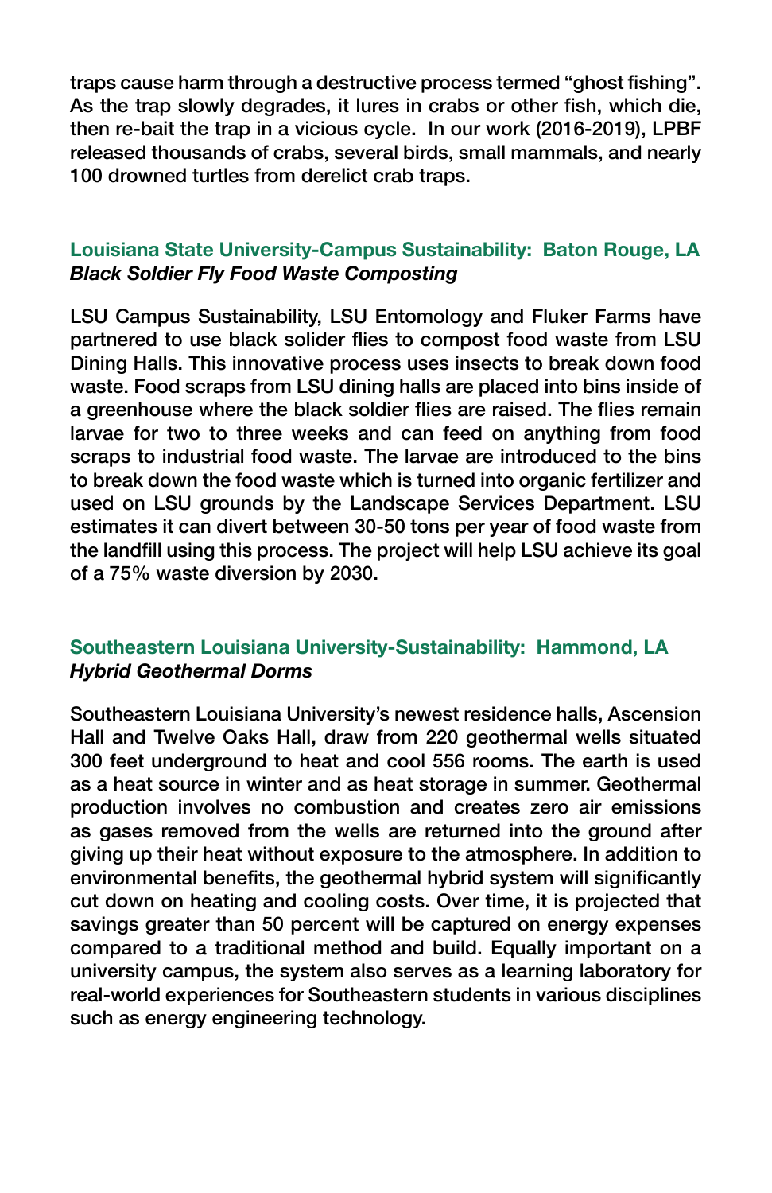traps cause harm through a destructive process termed "ghost fishing". As the trap slowly degrades, it lures in crabs or other fish, which die, then re-bait the trap in a vicious cycle. In our work (2016-2019), LPBF released thousands of crabs, several birds, small mammals, and nearly 100 drowned turtles from derelict crab traps.

### Louisiana State University-Campus Sustainability: Baton Rouge, LA

***Black Soldier Fly Food Waste Composting***

LSU Campus Sustainability, LSU Entomology and Fluker Farms have partnered to use black solider flies to compost food waste from LSU Dining Halls. This innovative process uses insects to break down food waste. Food scraps from LSU dining halls are placed into bins inside of a greenhouse where the black soldier flies are raised. The flies remain larvae for two to three weeks and can feed on anything from food scraps to industrial food waste. The larvae are introduced to the bins to break down the food waste which is turned into organic fertilizer and used on LSU grounds by the Landscape Services Department. LSU estimates it can divert between 30-50 tons per year of food waste from the landfill using this process. The project will help LSU achieve its goal of a 75% waste diversion by 2030.

### Southeastern Louisiana University-Sustainability: Hammond, LA

***Hybrid Geothermal Dorms***

Southeastern Louisiana University's newest residence halls, Ascension Hall and Twelve Oaks Hall, draw from 220 geothermal wells situated 300 feet underground to heat and cool 556 rooms. The earth is used as a heat source in winter and as heat storage in summer. Geothermal production involves no combustion and creates zero air emissions as gases removed from the wells are returned into the ground after giving up their heat without exposure to the atmosphere. In addition to environmental benefits, the geothermal hybrid system will significantly cut down on heating and cooling costs. Over time, it is projected that savings greater than 50 percent will be captured on energy expenses compared to a traditional method and build. Equally important on a university campus, the system also serves as a learning laboratory for real-world experiences for Southeastern students in various disciplines such as energy engineering technology.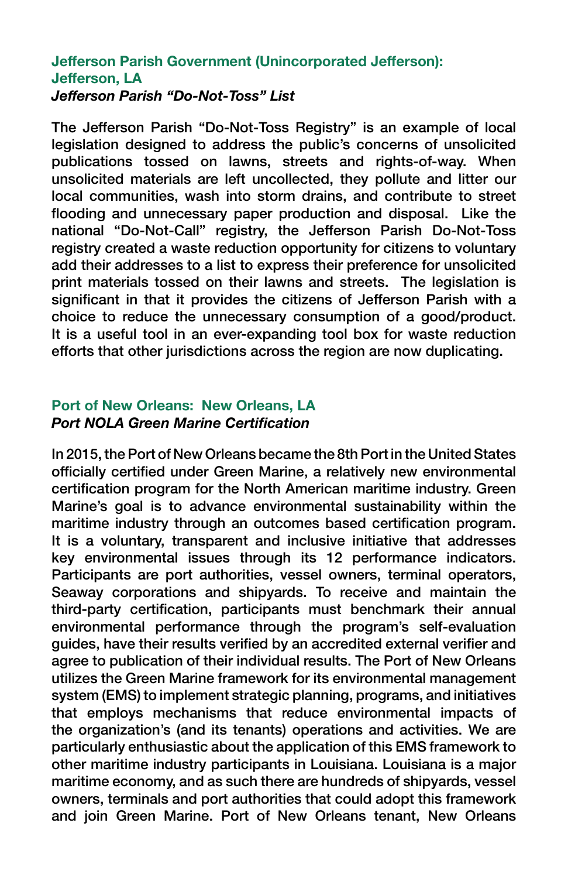### Jefferson Parish Government (Unincorporated Jefferson): Jefferson, LA

***Jefferson Parish "Do-Not-Toss" List***

The Jefferson Parish "Do-Not-Toss Registry" is an example of local legislation designed to address the public's concerns of unsolicited publications tossed on lawns, streets and rights-of-way. When unsolicited materials are left uncollected, they pollute and litter our local communities, wash into storm drains, and contribute to street flooding and unnecessary paper production and disposal. Like the national "Do-Not-Call" registry, the Jefferson Parish Do-Not-Toss registry created a waste reduction opportunity for citizens to voluntary add their addresses to a list to express their preference for unsolicited print materials tossed on their lawns and streets. The legislation is significant in that it provides the citizens of Jefferson Parish with a choice to reduce the unnecessary consumption of a good/product. It is a useful tool in an ever-expanding tool box for waste reduction efforts that other jurisdictions across the region are now duplicating.

### Port of New Orleans: New Orleans, LA

***Port NOLA Green Marine Certification***

In 2015, the Port of New Orleans became the 8th Port in the United States officially certified under Green Marine, a relatively new environmental certification program for the North American maritime industry. Green Marine's goal is to advance environmental sustainability within the maritime industry through an outcomes based certification program. It is a voluntary, transparent and inclusive initiative that addresses key environmental issues through its 12 performance indicators. Participants are port authorities, vessel owners, terminal operators, Seaway corporations and shipyards. To receive and maintain the third-party certification, participants must benchmark their annual environmental performance through the program's self-evaluation guides, have their results verified by an accredited external verifier and agree to publication of their individual results. The Port of New Orleans utilizes the Green Marine framework for its environmental management system (EMS) to implement strategic planning, programs, and initiatives that employs mechanisms that reduce environmental impacts of the organization's (and its tenants) operations and activities. We are particularly enthusiastic about the application of this EMS framework to other maritime industry participants in Louisiana. Louisiana is a major maritime economy, and as such there are hundreds of shipyards, vessel owners, terminals and port authorities that could adopt this framework and join Green Marine. Port of New Orleans tenant, New Orleans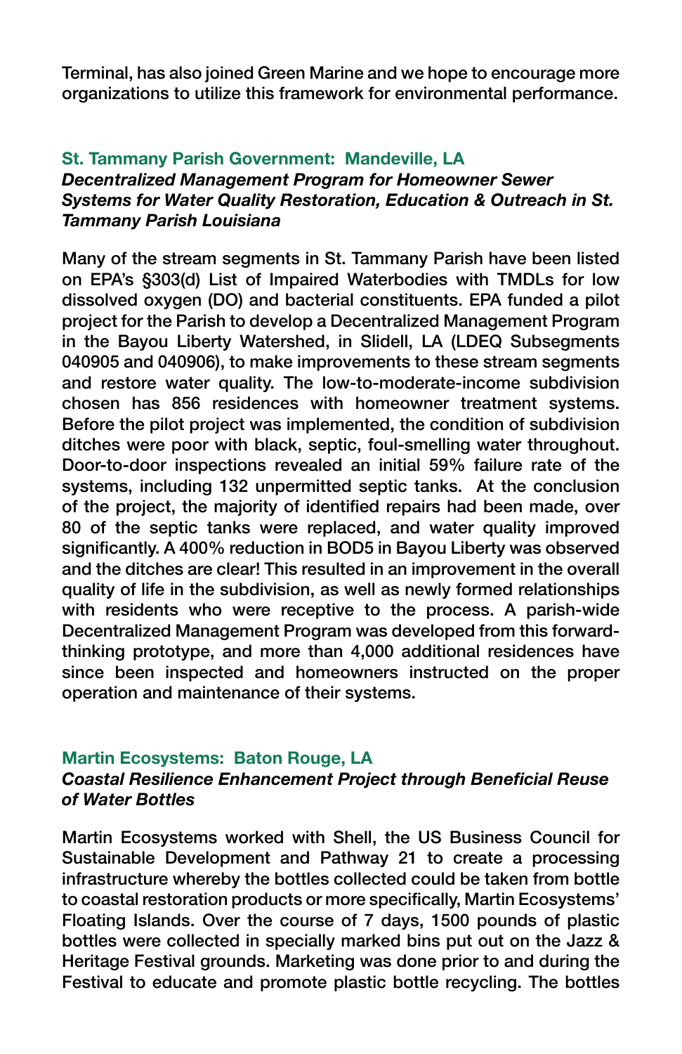Terminal, has also joined Green Marine and we hope to encourage more organizations to utilize this framework for environmental performance.

### St. Tammany Parish Government: Mandeville, LA

***Decentralized Management Program for Homeowner Sewer Systems for Water Quality Restoration, Education & Outreach in St. Tammany Parish Louisiana***

Many of the stream segments in St. Tammany Parish have been listed on EPA's §303(d) List of Impaired Waterbodies with TMDLs for low dissolved oxygen (DO) and bacterial constituents. EPA funded a pilot project for the Parish to develop a Decentralized Management Program in the Bayou Liberty Watershed, in Slidell, LA (LDEQ Subsegments 040905 and 040906), to make improvements to these stream segments and restore water quality. The low-to-moderate-income subdivision chosen has 856 residences with homeowner treatment systems. Before the pilot project was implemented, the condition of subdivision ditches were poor with black, septic, foul-smelling water throughout. Door-to-door inspections revealed an initial 59% failure rate of the systems, including 132 unpermitted septic tanks. At the conclusion of the project, the majority of identified repairs had been made, over 80 of the septic tanks were replaced, and water quality improved significantly. A 400% reduction in BOD5 in Bayou Liberty was observed and the ditches are clear! This resulted in an improvement in the overall quality of life in the subdivision, as well as newly formed relationships with residents who were receptive to the process. A parish-wide Decentralized Management Program was developed from this forward-thinking prototype, and more than 4,000 additional residences have since been inspected and homeowners instructed on the proper operation and maintenance of their systems.

### Martin Ecosystems: Baton Rouge, LA

***Coastal Resilience Enhancement Project through Beneficial Reuse of Water Bottles***

Martin Ecosystems worked with Shell, the US Business Council for Sustainable Development and Pathway 21 to create a processing infrastructure whereby the bottles collected could be taken from bottle to coastal restoration products or more specifically, Martin Ecosystems' Floating Islands. Over the course of 7 days, 1500 pounds of plastic bottles were collected in specially marked bins put out on the Jazz & Heritage Festival grounds. Marketing was done prior to and during the Festival to educate and promote plastic bottle recycling. The bottles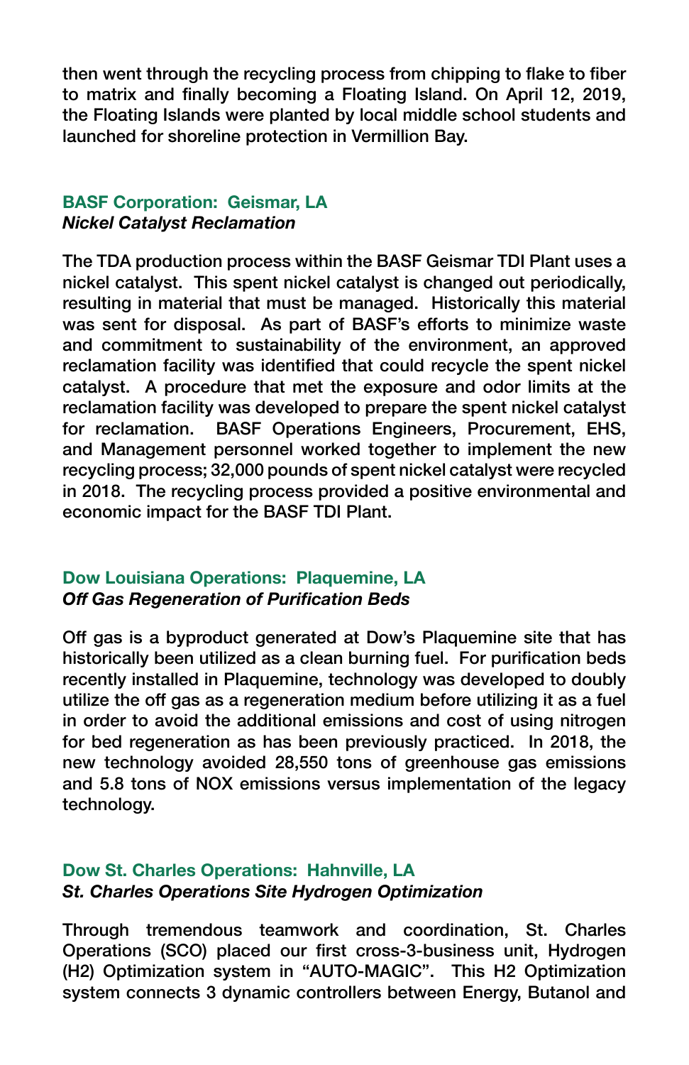then went through the recycling process from chipping to flake to fiber to matrix and finally becoming a Floating Island. On April 12, 2019, the Floating Islands were planted by local middle school students and launched for shoreline protection in Vermillion Bay.

### BASF Corporation:  Geismar, LA
***Nickel Catalyst Reclamation***

The TDA production process within the BASF Geismar TDI Plant uses a nickel catalyst.  This spent nickel catalyst is changed out periodically, resulting in material that must be managed.  Historically this material was sent for disposal.  As part of BASF's efforts to minimize waste and commitment to sustainability of the environment, an approved reclamation facility was identified that could recycle the spent nickel catalyst.  A procedure that met the exposure and odor limits at the reclamation facility was developed to prepare the spent nickel catalyst for reclamation.  BASF Operations Engineers, Procurement, EHS, and Management personnel worked together to implement the new recycling process; 32,000 pounds of spent nickel catalyst were recycled in 2018.  The recycling process provided a positive environmental and economic impact for the BASF TDI Plant.

### Dow Louisiana Operations:  Plaquemine, LA
***Off Gas Regeneration of Purification Beds***

Off gas is a byproduct generated at Dow's Plaquemine site that has historically been utilized as a clean burning fuel.  For purification beds recently installed in Plaquemine, technology was developed to doubly utilize the off gas as a regeneration medium before utilizing it as a fuel in order to avoid the additional emissions and cost of using nitrogen for bed regeneration as has been previously practiced.  In 2018, the new technology avoided 28,550 tons of greenhouse gas emissions and 5.8 tons of NOX emissions versus implementation of the legacy technology.

### Dow St. Charles Operations:  Hahnville, LA
***St. Charles Operations Site Hydrogen Optimization***

Through tremendous teamwork and coordination, St. Charles Operations (SCO) placed our first cross-3-business unit, Hydrogen (H2) Optimization system in "AUTO-MAGIC".  This H2 Optimization system connects 3 dynamic controllers between Energy, Butanol and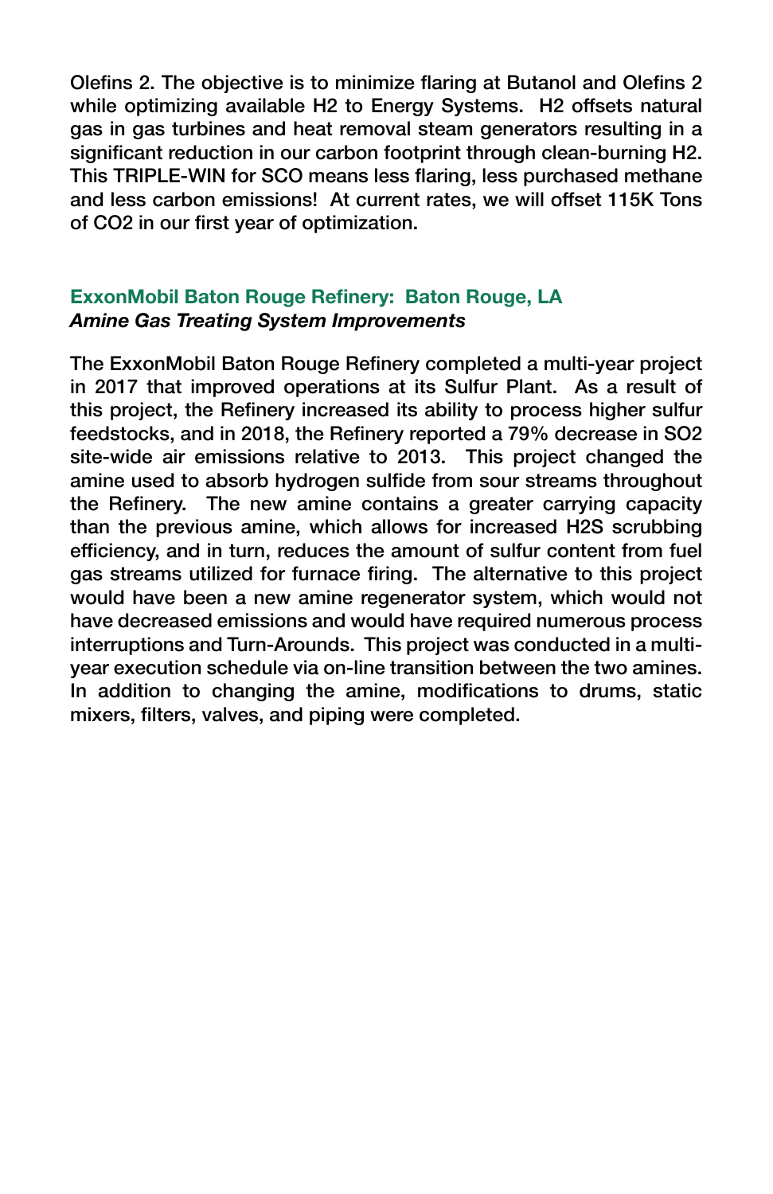Olefins 2. The objective is to minimize flaring at Butanol and Olefins 2 while optimizing available $H_2$ to Energy Systems. $H_2$ offsets natural gas in gas turbines and heat removal steam generators resulting in a significant reduction in our carbon footprint through clean-burning $H_2$. This TRIPLE-WIN for SCO means less flaring, less purchased methane and less carbon emissions! At current rates, we will offset 115K Tons of $CO_2$ in our first year of optimization.

## ExxonMobil Baton Rouge Refinery: Baton Rouge, LA

***Amine Gas Treating System Improvements***

The ExxonMobil Baton Rouge Refinery completed a multi-year project in 2017 that improved operations at its Sulfur Plant. As a result of this project, the Refinery increased its ability to process higher sulfur feedstocks, and in 2018, the Refinery reported a 79% decrease in $SO_2$ site-wide air emissions relative to 2013. This project changed the amine used to absorb hydrogen sulfide from sour streams throughout the Refinery. The new amine contains a greater carrying capacity than the previous amine, which allows for increased $H_2S$ scrubbing efficiency, and in turn, reduces the amount of sulfur content from fuel gas streams utilized for furnace firing. The alternative to this project would have been a new amine regenerator system, which would not have decreased emissions and would have required numerous process interruptions and Turn-Arounds. This project was conducted in a multi-year execution schedule via on-line transition between the two amines. In addition to changing the amine, modifications to drums, static mixers, filters, valves, and piping were completed.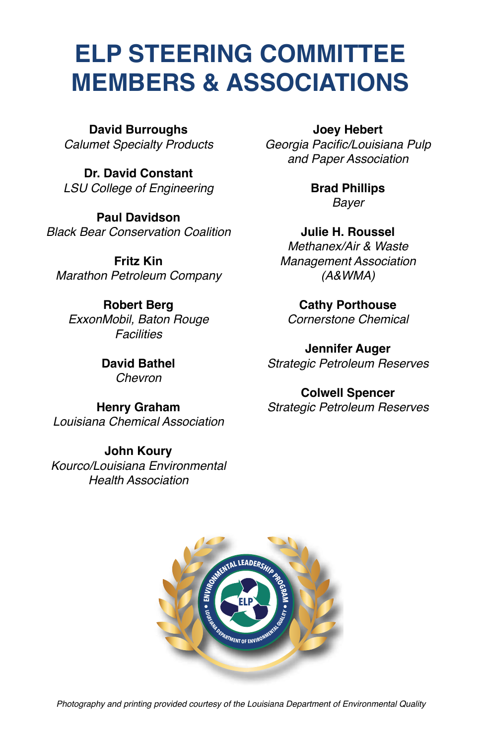# ELP STEERING COMMITTEE MEMBERS & ASSOCIATIONS

**David Burroughs**
*Calumet Specialty Products*

**Dr. David Constant**
*LSU College of Engineering*

**Paul Davidson**
*Black Bear Conservation Coalition*

**Fritz Kin**
*Marathon Petroleum Company*

**Robert Berg**
*ExxonMobil, Baton Rouge Facilities*

**David Bathel**
*Chevron*

**Henry Graham**
*Louisiana Chemical Association*

**John Koury**
*Kourco/Louisiana Environmental Health Association*

**Joey Hebert**
*Georgia Pacific/Louisiana Pulp and Paper Association*

**Brad Phillips**
*Bayer*

**Julie H. Roussel**
*Methanex/Air & Waste Management Association (A&WMA)*

**Cathy Porthouse**
*Cornerstone Chemical*

**Jennifer Auger**
*Strategic Petroleum Reserves*

**Colwell Spencer**
*Strategic Petroleum Reserves*

*Photography and printing provided courtesy of the Louisiana Department of Environmental Quality*